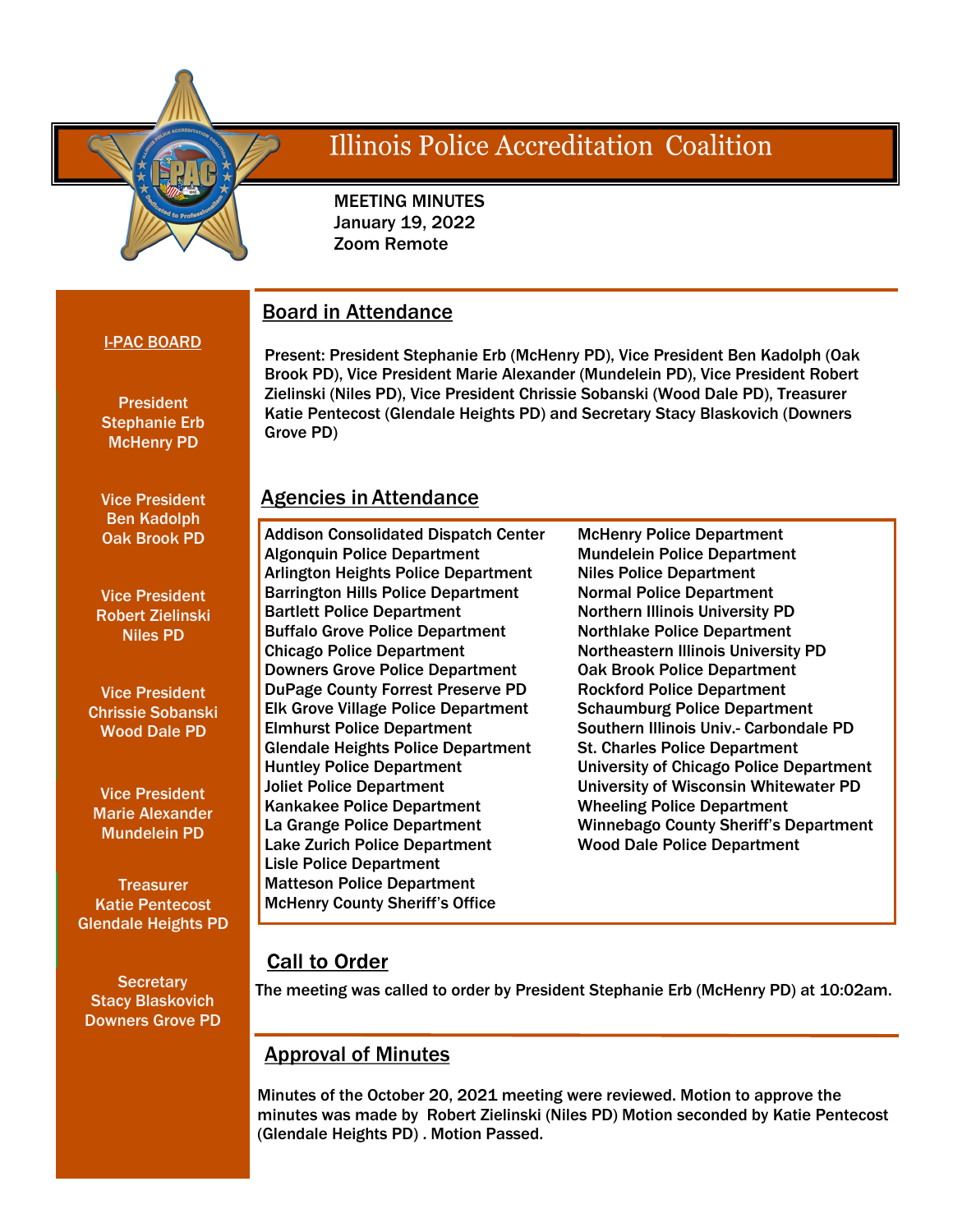# Illinois Police Accreditation Coalition

**MEETING MINUTES**
**January 19, 2022**
**Zoom Remote**

**I-PAC BOARD**

**President**
**Stephanie Erb**
**McHenry PD**

**Vice President**
**Ben Kadolph**
**Oak Brook PD**

**Vice President**
**Robert Zielinski**
**Niles PD**

**Vice President**
**Chrissie Sobanski**
**Wood Dale PD**

**Vice President**
**Marie Alexander**
**Mundelein PD**

**Treasurer**
**Katie Pentecost**
**Glendale Heights PD**

**Secretary**
**Stacy Blaskovich**
**Downers Grove PD**

## Board in Attendance

Present: President Stephanie Erb (McHenry PD), Vice President Ben Kadolph (Oak Brook PD), Vice President Marie Alexander (Mundelein PD), Vice President Robert Zielinski (Niles PD), Vice President Chrissie Sobanski (Wood Dale PD), Treasurer Katie Pentecost (Glendale Heights PD) and Secretary Stacy Blaskovich (Downers Grove PD)

## Agencies in Attendance

- Addison Consolidated Dispatch Center
- Algonquin Police Department
- Arlington Heights Police Department
- Barrington Hills Police Department
- Bartlett Police Department
- Buffalo Grove Police Department
- Chicago Police Department
- Downers Grove Police Department
- DuPage County Forrest Preserve PD
- Elk Grove Village Police Department
- Elmhurst Police Department
- Glendale Heights Police Department
- Huntley Police Department
- Joliet Police Department
- Kankakee Police Department
- La Grange Police Department
- Lake Zurich Police Department
- Lisle Police Department
- Matteson Police Department
- McHenry County Sheriff's Office
- McHenry Police Department
- Mundelein Police Department
- Niles Police Department
- Normal Police Department
- Northern Illinois University PD
- Northlake Police Department
- Northeastern Illinois University PD
- Oak Brook Police Department
- Rockford Police Department
- Schaumburg Police Department
- Southern Illinois Univ.- Carbondale PD
- St. Charles Police Department
- University of Chicago Police Department
- University of Wisconsin Whitewater PD
- Wheeling Police Department
- Winnebago County Sheriff's Department
- Wood Dale Police Department

## Call to Order

The meeting was called to order by President Stephanie Erb (McHenry PD) at 10:02am.

## Approval of Minutes

Minutes of the October 20, 2021 meeting were reviewed. Motion to approve the minutes was made by Robert Zielinski (Niles PD) Motion seconded by Katie Pentecost (Glendale Heights PD) . Motion Passed.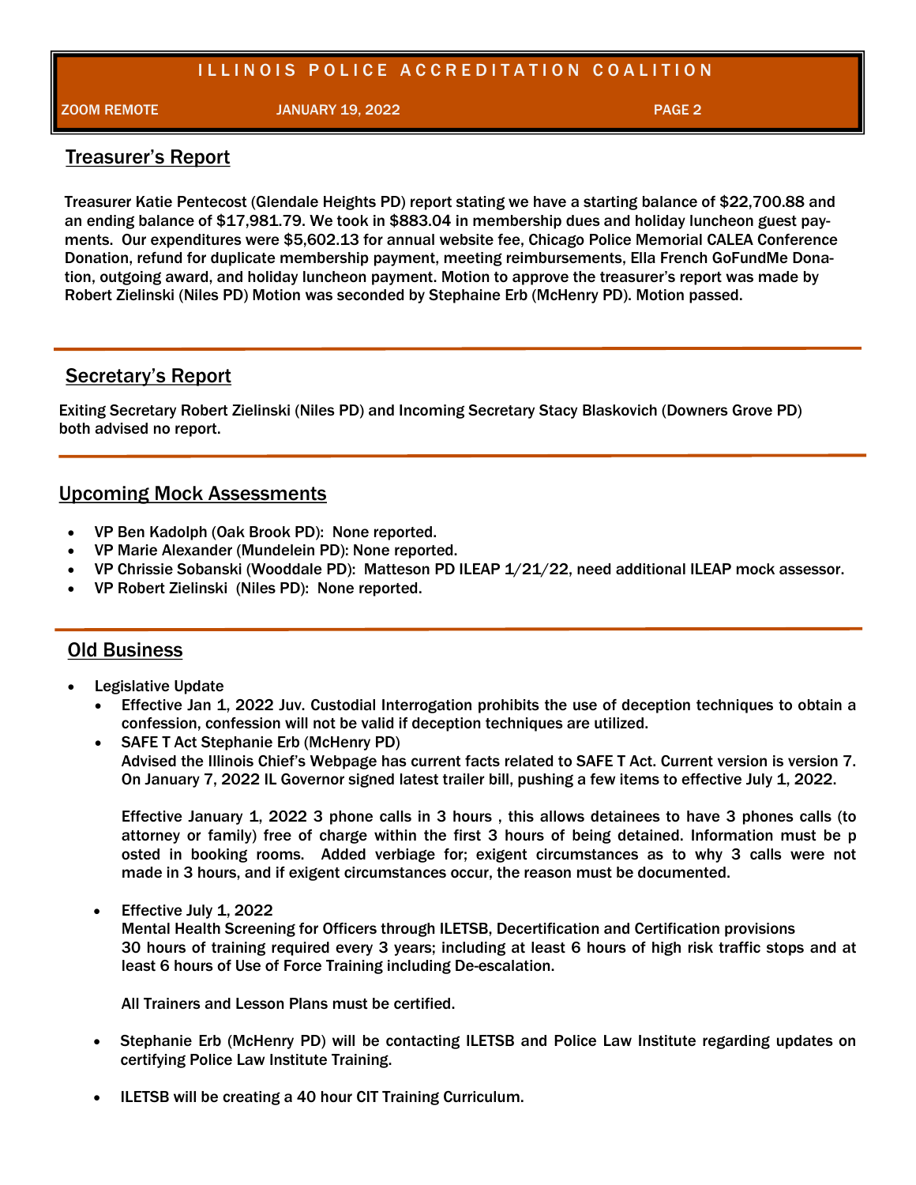## Treasurer's Report

Treasurer Katie Pentecost (Glendale Heights PD) report stating we have a starting balance of $22,700.88 and an ending balance of $17,981.79. We took in $883.04 in membership dues and holiday luncheon guest payments. Our expenditures were $5,602.13 for annual website fee, Chicago Police Memorial CALEA Conference Donation, refund for duplicate membership payment, meeting reimbursements, Ella French GoFundMe Donation, outgoing award, and holiday luncheon payment. Motion to approve the treasurer's report was made by Robert Zielinski (Niles PD) Motion was seconded by Stephaine Erb (McHenry PD). Motion passed.

## Secretary's Report

Exiting Secretary Robert Zielinski (Niles PD) and Incoming Secretary Stacy Blaskovich (Downers Grove PD) both advised no report.

## Upcoming Mock Assessments

- VP Ben Kadolph (Oak Brook PD): None reported.
- VP Marie Alexander (Mundelein PD): None reported.
- VP Chrissie Sobanski (Wooddale PD): Matteson PD ILEAP 1/21/22, need additional ILEAP mock assessor.
- VP Robert Zielinski (Niles PD): None reported.

## Old Business

- Legislative Update
  - Effective Jan 1, 2022 Juv. Custodial Interrogation prohibits the use of deception techniques to obtain a confession, confession will not be valid if deception techniques are utilized.
  - SAFE T Act Stephanie Erb (McHenry PD)
    Advised the Illinois Chief's Webpage has current facts related to SAFE T Act. Current version is version 7. On January 7, 2022 IL Governor signed latest trailer bill, pushing a few items to effective July 1, 2022.

    Effective January 1, 2022 3 phone calls in 3 hours , this allows detainees to have 3 phones calls (to attorney or family) free of charge within the first 3 hours of being detained. Information must be posted in booking rooms. Added verbiage for; exigent circumstances as to why 3 calls were not made in 3 hours, and if exigent circumstances occur, the reason must be documented.

  - Effective July 1, 2022
    Mental Health Screening for Officers through ILETSB, Decertification and Certification provisions
    30 hours of training required every 3 years; including at least 6 hours of high risk traffic stops and at least 6 hours of Use of Force Training including De-escalation.

    All Trainers and Lesson Plans must be certified.

  - Stephanie Erb (McHenry PD) will be contacting ILETSB and Police Law Institute regarding updates on certifying Police Law Institute Training.

  - ILETSB will be creating a 40 hour CIT Training Curriculum.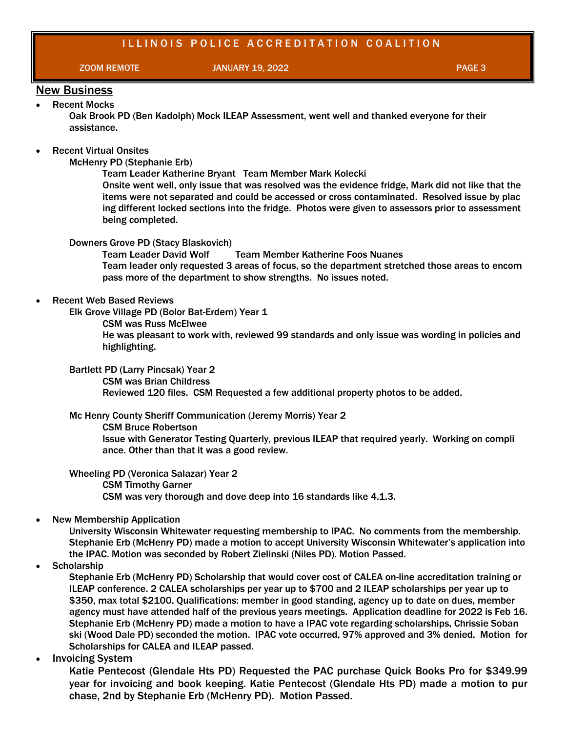## New Business

- Recent Mocks

  Oak Brook PD (Ben Kadolph) Mock ILEAP Assessment, went well and thanked everyone for their assistance.

- Recent Virtual Onsites

  McHenry PD (Stephanie Erb)

  Team Leader Katherine Bryant Team Member Mark Kolecki

  Onsite went well, only issue that was resolved was the evidence fridge, Mark did not like that the items were not separated and could be accessed or cross contaminated. Resolved issue by placing different locked sections into the fridge. Photos were given to assessors prior to assessment being completed.

  Downers Grove PD (Stacy Blaskovich)

  Team Leader David Wolf Team Member Katherine Foos Nuanes

  Team leader only requested 3 areas of focus, so the department stretched those areas to encompass more of the department to show strengths. No issues noted.

- Recent Web Based Reviews

  Elk Grove Village PD (Bolor Bat-Erdem) Year 1

  CSM was Russ McElwee

  He was pleasant to work with, reviewed 99 standards and only issue was wording in policies and highlighting.

  Bartlett PD (Larry Pincsak) Year 2

  CSM was Brian Childress

  Reviewed 120 files. CSM Requested a few additional property photos to be added.

  Mc Henry County Sheriff Communication (Jeremy Morris) Year 2

  CSM Bruce Robertson

  Issue with Generator Testing Quarterly, previous ILEAP that required yearly. Working on compliance. Other than that it was a good review.

  Wheeling PD (Veronica Salazar) Year 2

  CSM Timothy Garner

  CSM was very thorough and dove deep into 16 standards like 4.1.3.

- New Membership Application

  University Wisconsin Whitewater requesting membership to IPAC. No comments from the membership. Stephanie Erb (McHenry PD) made a motion to accept University Wisconsin Whitewater's application into the IPAC. Motion was seconded by Robert Zielinski (Niles PD). Motion Passed.

- Scholarship

  Stephanie Erb (McHenry PD) Scholarship that would cover cost of CALEA on-line accreditation training or ILEAP conference. 2 CALEA scholarships per year up to $700 and 2 ILEAP scholarships per year up to $350, max total $2100. Qualifications: member in good standing, agency up to date on dues, member agency must have attended half of the previous years meetings. Application deadline for 2022 is Feb 16. Stephanie Erb (McHenry PD) made a motion to have a IPAC vote regarding scholarships, Chrissie Sobanski (Wood Dale PD) seconded the motion. IPAC vote occurred, 97% approved and 3% denied. Motion for Scholarships for CALEA and ILEAP passed.

- Invoicing System

  Katie Pentecost (Glendale Hts PD) Requested the PAC purchase Quick Books Pro for $349.99 year for invoicing and book keeping. Katie Pentecost (Glendale Hts PD) made a motion to purchase, 2nd by Stephanie Erb (McHenry PD). Motion Passed.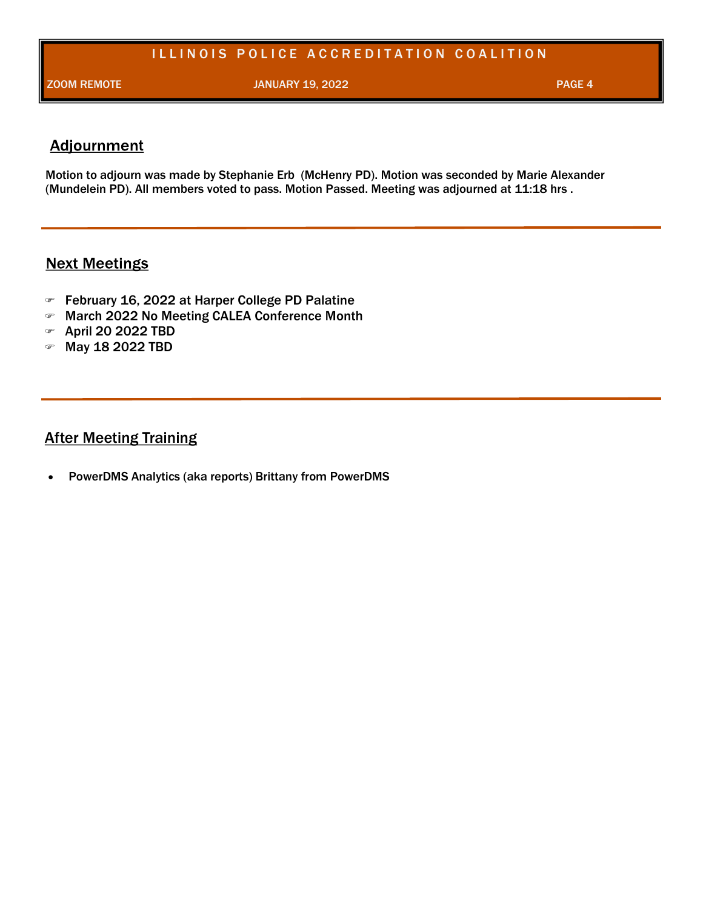## Adjournment

Motion to adjourn was made by Stephanie Erb (McHenry PD). Motion was seconded by Marie Alexander (Mundelein PD). All members voted to pass. Motion Passed. Meeting was adjourned at 11:18 hrs .

---

## Next Meetings

- February 16, 2022 at Harper College PD Palatine
- March 2022 No Meeting CALEA Conference Month
- April 20 2022 TBD
- May 18 2022 TBD

---

## After Meeting Training

- PowerDMS Analytics (aka reports) Brittany from PowerDMS